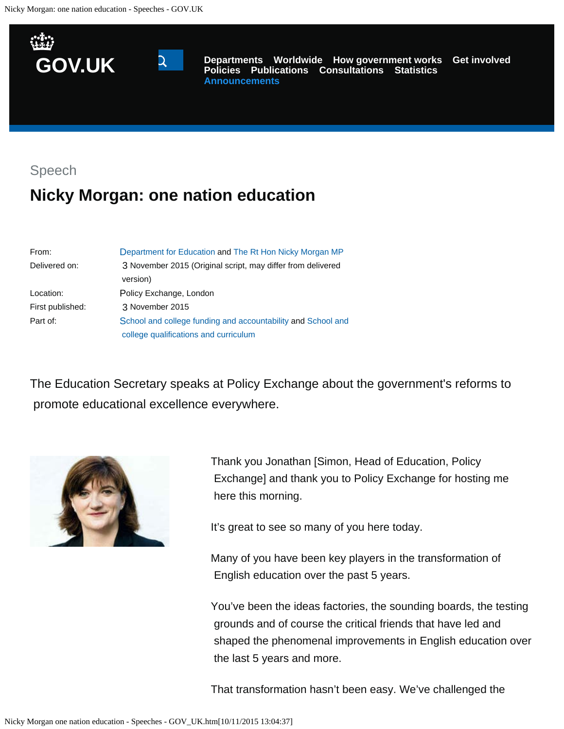GOV.UK

Departments Worldwide How government works Get involved Policies Publications Consultations Statistics Announcements

Speech

# Nicky Morgan: one nation education

| | |
|---|---|
| From: | Department for Education and The Rt Hon Nicky Morgan MP |
| Delivered on: | 3 November 2015 (Original script, may differ from delivered version) |
| Location: | Policy Exchange, London |
| First published: | 3 November 2015 |
| Part of: | School and college funding and accountability and School and college qualifications and curriculum |

The Education Secretary speaks at Policy Exchange about the government's reforms to promote educational excellence everywhere.

Thank you Jonathan [Simon, Head of Education, Policy Exchange] and thank you to Policy Exchange for hosting me here this morning.

It's great to see so many of you here today.

Many of you have been key players in the transformation of English education over the past 5 years.

You've been the ideas factories, the sounding boards, the testing grounds and of course the critical friends that have led and shaped the phenomenal improvements in English education over the last 5 years and more.

That transformation hasn't been easy. We've challenged the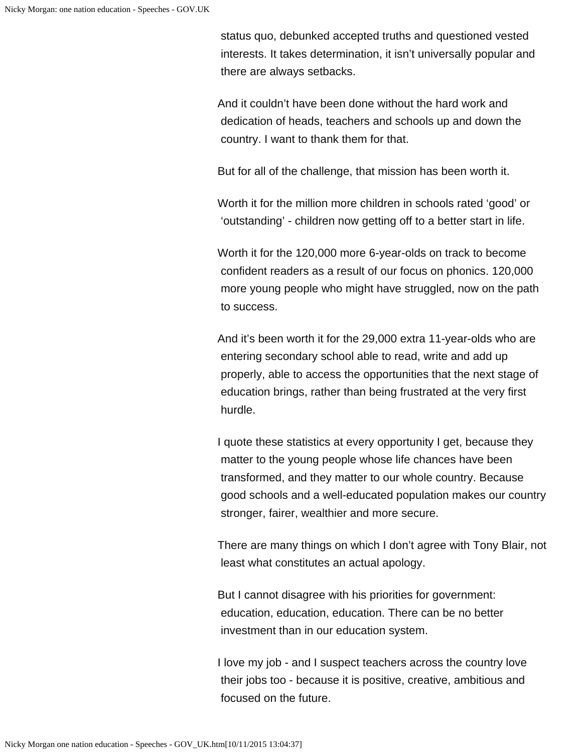status quo, debunked accepted truths and questioned vested interests. It takes determination, it isn't universally popular and there are always setbacks.

And it couldn't have been done without the hard work and dedication of heads, teachers and schools up and down the country. I want to thank them for that.

But for all of the challenge, that mission has been worth it.

Worth it for the million more children in schools rated 'good' or 'outstanding' - children now getting off to a better start in life.

Worth it for the 120,000 more 6-year-olds on track to become confident readers as a result of our focus on phonics. 120,000 more young people who might have struggled, now on the path to success.

And it's been worth it for the 29,000 extra 11-year-olds who are entering secondary school able to read, write and add up properly, able to access the opportunities that the next stage of education brings, rather than being frustrated at the very first hurdle.

I quote these statistics at every opportunity I get, because they matter to the young people whose life chances have been transformed, and they matter to our whole country. Because good schools and a well-educated population makes our country stronger, fairer, wealthier and more secure.

There are many things on which I don't agree with Tony Blair, not least what constitutes an actual apology.

But I cannot disagree with his priorities for government: education, education, education. There can be no better investment than in our education system.

I love my job - and I suspect teachers across the country love their jobs too - because it is positive, creative, ambitious and focused on the future.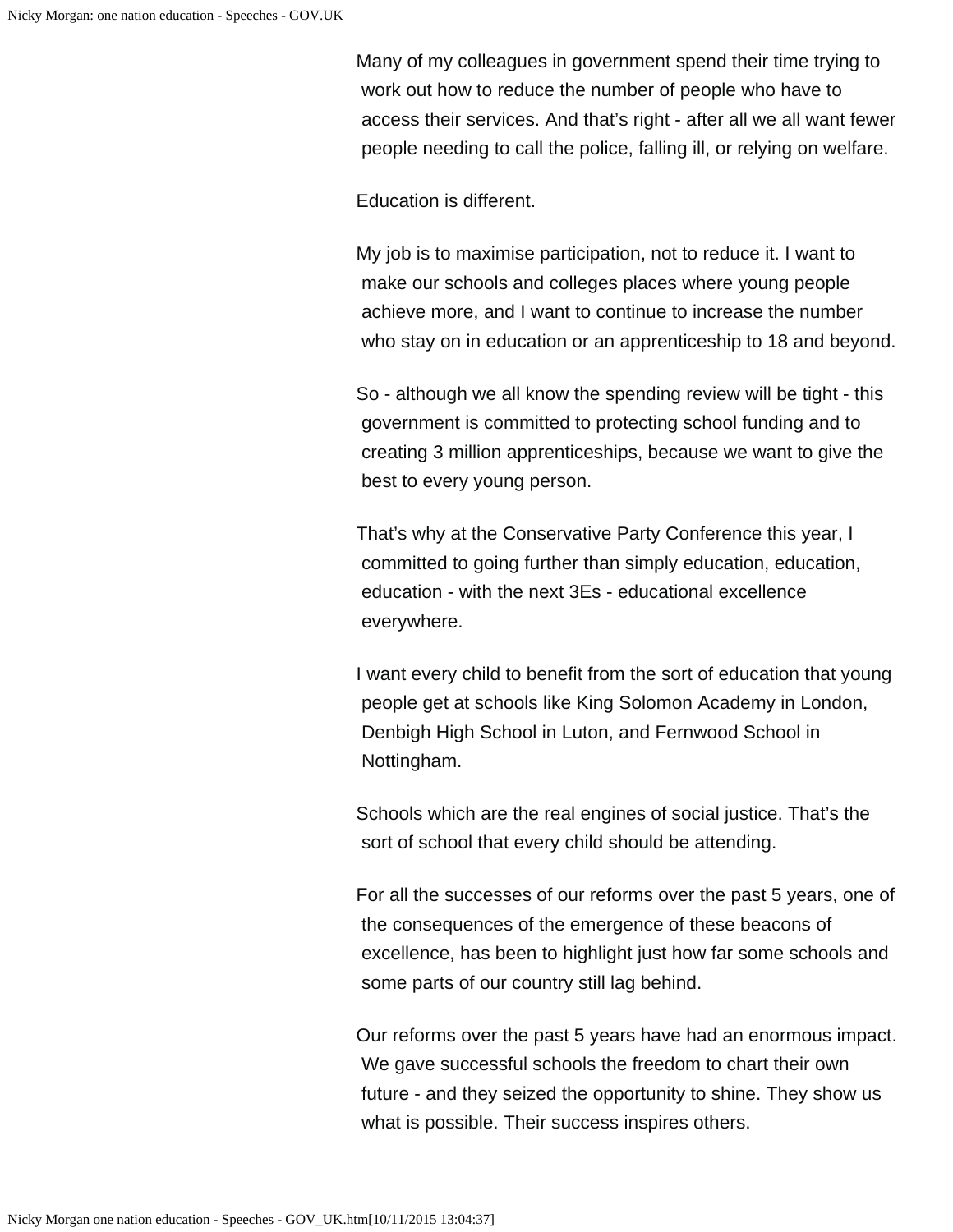Many of my colleagues in government spend their time trying to work out how to reduce the number of people who have to access their services. And that's right - after all we all want fewer people needing to call the police, falling ill, or relying on welfare.

Education is different.

My job is to maximise participation, not to reduce it. I want to make our schools and colleges places where young people achieve more, and I want to continue to increase the number who stay on in education or an apprenticeship to 18 and beyond.

So - although we all know the spending review will be tight - this government is committed to protecting school funding and to creating 3 million apprenticeships, because we want to give the best to every young person.

That's why at the Conservative Party Conference this year, I committed to going further than simply education, education, education - with the next 3Es - educational excellence everywhere.

I want every child to benefit from the sort of education that young people get at schools like King Solomon Academy in London, Denbigh High School in Luton, and Fernwood School in Nottingham.

Schools which are the real engines of social justice. That's the sort of school that every child should be attending.

For all the successes of our reforms over the past 5 years, one of the consequences of the emergence of these beacons of excellence, has been to highlight just how far some schools and some parts of our country still lag behind.

Our reforms over the past 5 years have had an enormous impact. We gave successful schools the freedom to chart their own future - and they seized the opportunity to shine. They show us what is possible. Their success inspires others.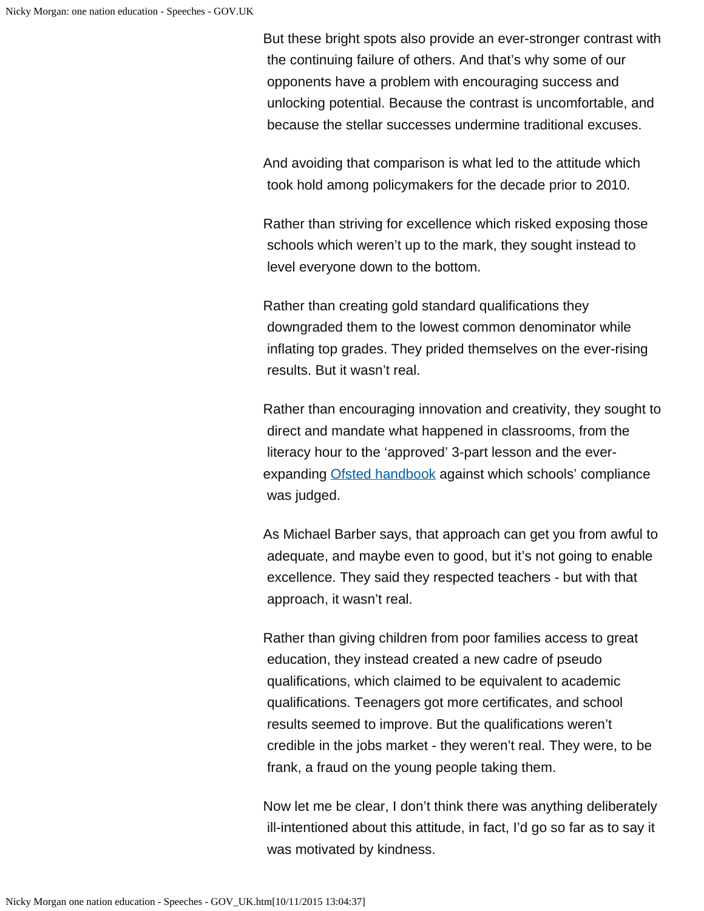But these bright spots also provide an ever-stronger contrast with the continuing failure of others. And that's why some of our opponents have a problem with encouraging success and unlocking potential. Because the contrast is uncomfortable, and because the stellar successes undermine traditional excuses.

And avoiding that comparison is what led to the attitude which took hold among policymakers for the decade prior to 2010.

Rather than striving for excellence which risked exposing those schools which weren't up to the mark, they sought instead to level everyone down to the bottom.

Rather than creating gold standard qualifications they downgraded them to the lowest common denominator while inflating top grades. They prided themselves on the ever-rising results. But it wasn't real.

Rather than encouraging innovation and creativity, they sought to direct and mandate what happened in classrooms, from the literacy hour to the 'approved' 3-part lesson and the ever-expanding [Ofsted handbook] against which schools' compliance was judged.

As Michael Barber says, that approach can get you from awful to adequate, and maybe even to good, but it's not going to enable excellence. They said they respected teachers - but with that approach, it wasn't real.

Rather than giving children from poor families access to great education, they instead created a new cadre of pseudo qualifications, which claimed to be equivalent to academic qualifications. Teenagers got more certificates, and school results seemed to improve. But the qualifications weren't credible in the jobs market - they weren't real. They were, to be frank, a fraud on the young people taking them.

Now let me be clear, I don't think there was anything deliberately ill-intentioned about this attitude, in fact, I'd go so far as to say it was motivated by kindness.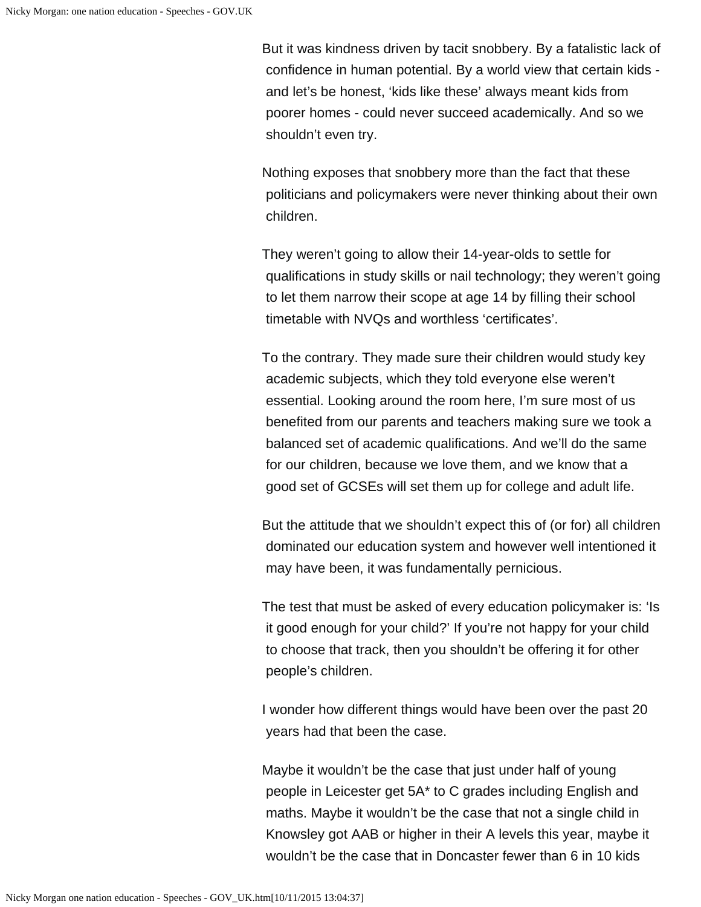But it was kindness driven by tacit snobbery. By a fatalistic lack of confidence in human potential. By a world view that certain kids - and let's be honest, 'kids like these' always meant kids from poorer homes - could never succeed academically. And so we shouldn't even try.

Nothing exposes that snobbery more than the fact that these politicians and policymakers were never thinking about their own children.

They weren't going to allow their 14-year-olds to settle for qualifications in study skills or nail technology; they weren't going to let them narrow their scope at age 14 by filling their school timetable with NVQs and worthless 'certificates'.

To the contrary. They made sure their children would study key academic subjects, which they told everyone else weren't essential. Looking around the room here, I'm sure most of us benefited from our parents and teachers making sure we took a balanced set of academic qualifications. And we'll do the same for our children, because we love them, and we know that a good set of GCSEs will set them up for college and adult life.

But the attitude that we shouldn't expect this of (or for) all children dominated our education system and however well intentioned it may have been, it was fundamentally pernicious.

The test that must be asked of every education policymaker is: 'Is it good enough for your child?' If you're not happy for your child to choose that track, then you shouldn't be offering it for other people's children.

I wonder how different things would have been over the past 20 years had that been the case.

Maybe it wouldn't be the case that just under half of young people in Leicester get 5A* to C grades including English and maths. Maybe it wouldn't be the case that not a single child in Knowsley got AAB or higher in their A levels this year, maybe it wouldn't be the case that in Doncaster fewer than 6 in 10 kids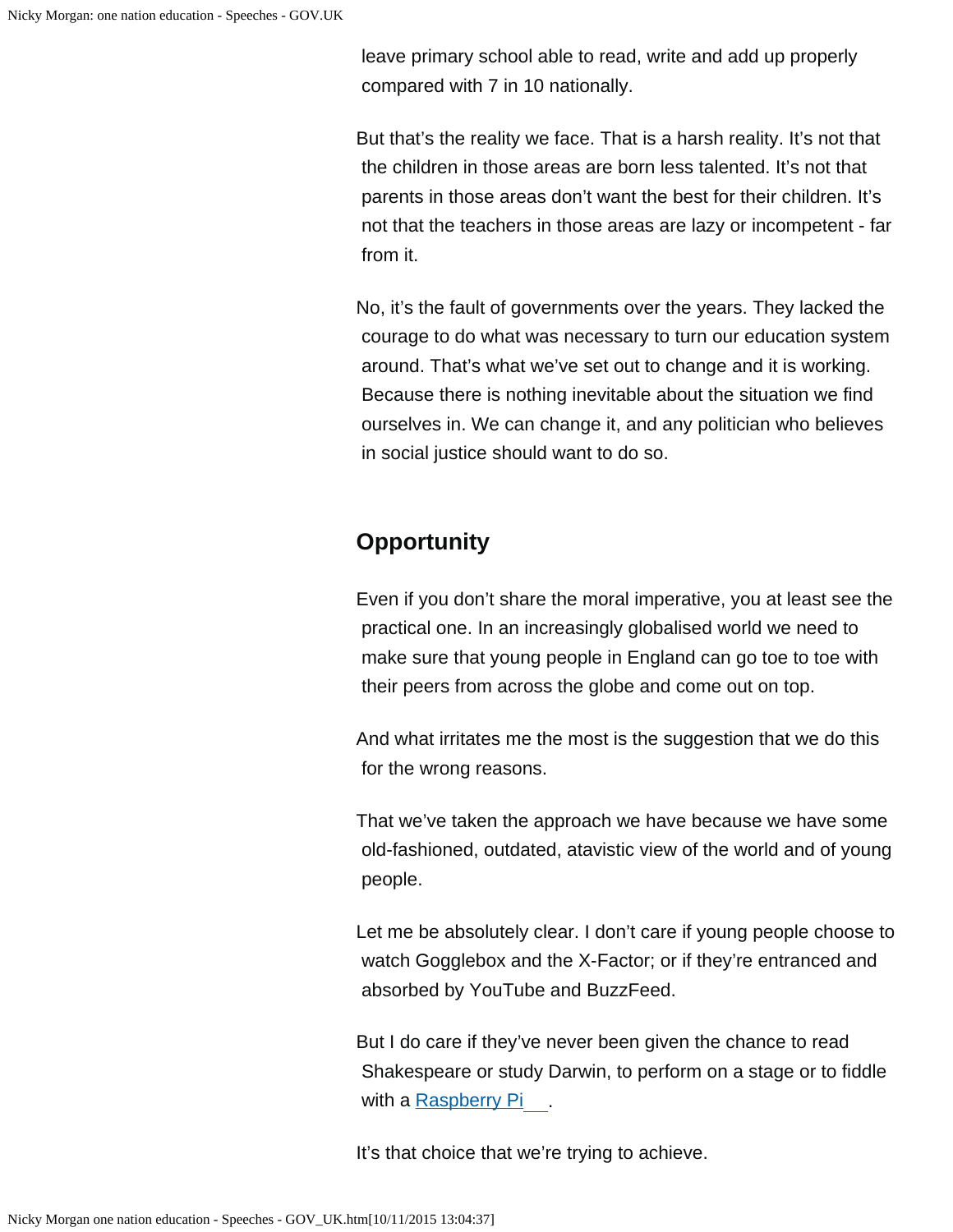leave primary school able to read, write and add up properly compared with 7 in 10 nationally.

But that's the reality we face. That is a harsh reality. It's not that the children in those areas are born less talented. It's not that parents in those areas don't want the best for their children. It's not that the teachers in those areas are lazy or incompetent - far from it.

No, it's the fault of governments over the years. They lacked the courage to do what was necessary to turn our education system around. That's what we've set out to change and it is working. Because there is nothing inevitable about the situation we find ourselves in. We can change it, and any politician who believes in social justice should want to do so.

## Opportunity

Even if you don't share the moral imperative, you at least see the practical one. In an increasingly globalised world we need to make sure that young people in England can go toe to toe with their peers from across the globe and come out on top.

And what irritates me the most is the suggestion that we do this for the wrong reasons.

That we've taken the approach we have because we have some old-fashioned, outdated, atavistic view of the world and of young people.

Let me be absolutely clear. I don't care if young people choose to watch Gogglebox and the X-Factor; or if they're entranced and absorbed by YouTube and BuzzFeed.

But I do care if they've never been given the chance to read Shakespeare or study Darwin, to perform on a stage or to fiddle with a Raspberry Pi.

It's that choice that we're trying to achieve.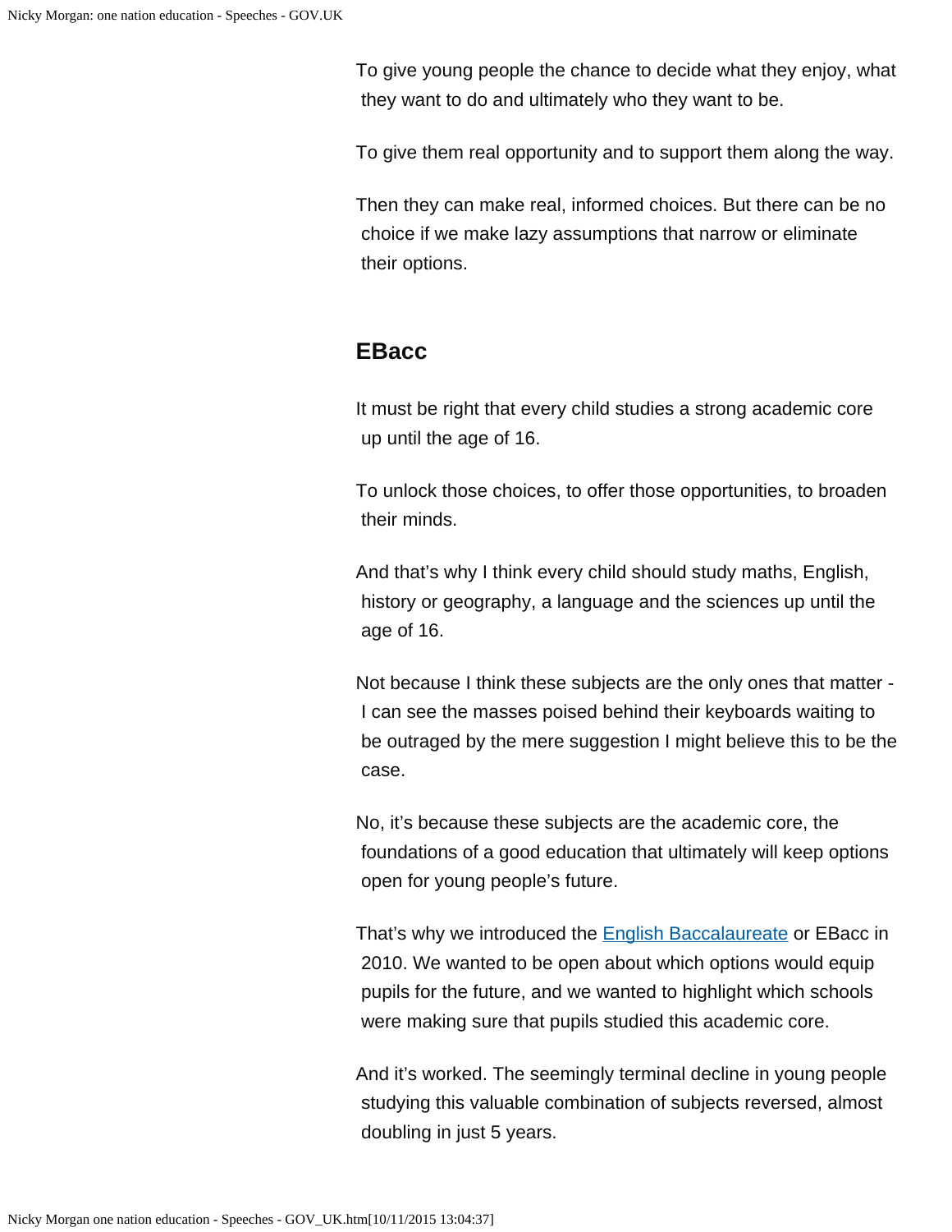To give young people the chance to decide what they enjoy, what they want to do and ultimately who they want to be.

To give them real opportunity and to support them along the way.

Then they can make real, informed choices. But there can be no choice if we make lazy assumptions that narrow or eliminate their options.

## EBacc

It must be right that every child studies a strong academic core up until the age of 16.

To unlock those choices, to offer those opportunities, to broaden their minds.

And that's why I think every child should study maths, English, history or geography, a language and the sciences up until the age of 16.

Not because I think these subjects are the only ones that matter - I can see the masses poised behind their keyboards waiting to be outraged by the mere suggestion I might believe this to be the case.

No, it's because these subjects are the academic core, the foundations of a good education that ultimately will keep options open for young people's future.

That's why we introduced the English Baccalaureate or EBacc in 2010. We wanted to be open about which options would equip pupils for the future, and we wanted to highlight which schools were making sure that pupils studied this academic core.

And it's worked. The seemingly terminal decline in young people studying this valuable combination of subjects reversed, almost doubling in just 5 years.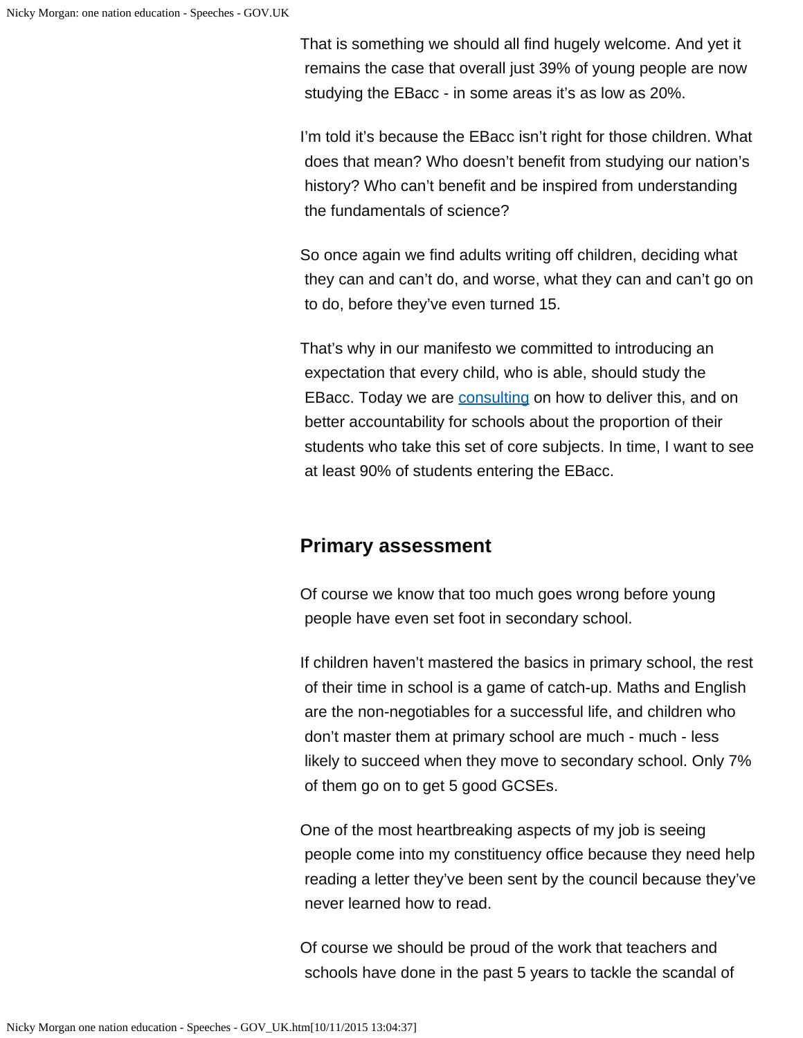That is something we should all find hugely welcome. And yet it remains the case that overall just 39% of young people are now studying the EBacc - in some areas it's as low as 20%.

I'm told it's because the EBacc isn't right for those children. What does that mean? Who doesn't benefit from studying our nation's history? Who can't benefit and be inspired from understanding the fundamentals of science?

So once again we find adults writing off children, deciding what they can and can't do, and worse, what they can and can't go on to do, before they've even turned 15.

That's why in our manifesto we committed to introducing an expectation that every child, who is able, should study the EBacc. Today we are consulting on how to deliver this, and on better accountability for schools about the proportion of their students who take this set of core subjects. In time, I want to see at least 90% of students entering the EBacc.

## Primary assessment

Of course we know that too much goes wrong before young people have even set foot in secondary school.

If children haven't mastered the basics in primary school, the rest of their time in school is a game of catch-up. Maths and English are the non-negotiables for a successful life, and children who don't master them at primary school are much - much - less likely to succeed when they move to secondary school. Only 7% of them go on to get 5 good GCSEs.

One of the most heartbreaking aspects of my job is seeing people come into my constituency office because they need help reading a letter they've been sent by the council because they've never learned how to read.

Of course we should be proud of the work that teachers and schools have done in the past 5 years to tackle the scandal of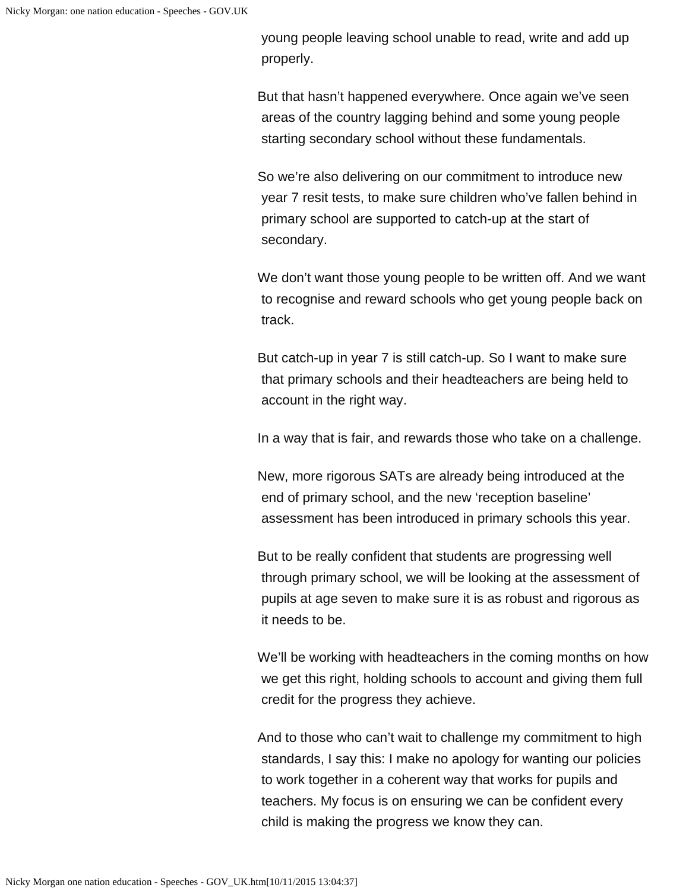young people leaving school unable to read, write and add up properly.

But that hasn't happened everywhere. Once again we've seen areas of the country lagging behind and some young people starting secondary school without these fundamentals.

So we're also delivering on our commitment to introduce new year 7 resit tests, to make sure children who've fallen behind in primary school are supported to catch-up at the start of secondary.

We don't want those young people to be written off. And we want to recognise and reward schools who get young people back on track.

But catch-up in year 7 is still catch-up. So I want to make sure that primary schools and their headteachers are being held to account in the right way.

In a way that is fair, and rewards those who take on a challenge.

New, more rigorous SATs are already being introduced at the end of primary school, and the new 'reception baseline' assessment has been introduced in primary schools this year.

But to be really confident that students are progressing well through primary school, we will be looking at the assessment of pupils at age seven to make sure it is as robust and rigorous as it needs to be.

We'll be working with headteachers in the coming months on how we get this right, holding schools to account and giving them full credit for the progress they achieve.

And to those who can't wait to challenge my commitment to high standards, I say this: I make no apology for wanting our policies to work together in a coherent way that works for pupils and teachers. My focus is on ensuring we can be confident every child is making the progress we know they can.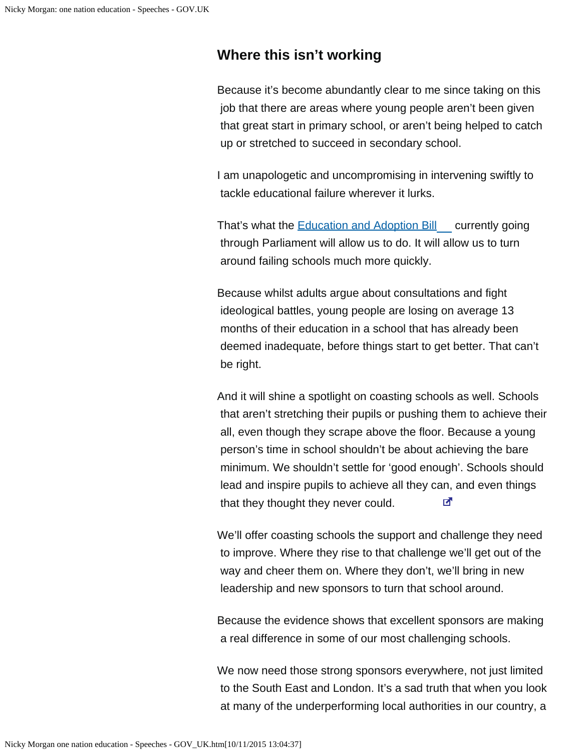## Where this isn’t working

Because it’s become abundantly clear to me since taking on this job that there are areas where young people aren’t been given that great start in primary school, or aren’t being helped to catch up or stretched to succeed in secondary school.

I am unapologetic and uncompromising in intervening swiftly to tackle educational failure wherever it lurks.

That’s what the Education and Adoption Bill currently going through Parliament will allow us to do. It will allow us to turn around failing schools much more quickly.

Because whilst adults argue about consultations and fight ideological battles, young people are losing on average 13 months of their education in a school that has already been deemed inadequate, before things start to get better. That can’t be right.

And it will shine a spotlight on coasting schools as well. Schools that aren’t stretching their pupils or pushing them to achieve their all, even though they scrape above the floor. Because a young person’s time in school shouldn’t be about achieving the bare minimum. We shouldn’t settle for ‘good enough’. Schools should lead and inspire pupils to achieve all they can, and even things that they thought they never could.

We’ll offer coasting schools the support and challenge they need to improve. Where they rise to that challenge we’ll get out of the way and cheer them on. Where they don’t, we’ll bring in new leadership and new sponsors to turn that school around.

Because the evidence shows that excellent sponsors are making a real difference in some of our most challenging schools.

We now need those strong sponsors everywhere, not just limited to the South East and London. It’s a sad truth that when you look at many of the underperforming local authorities in our country, a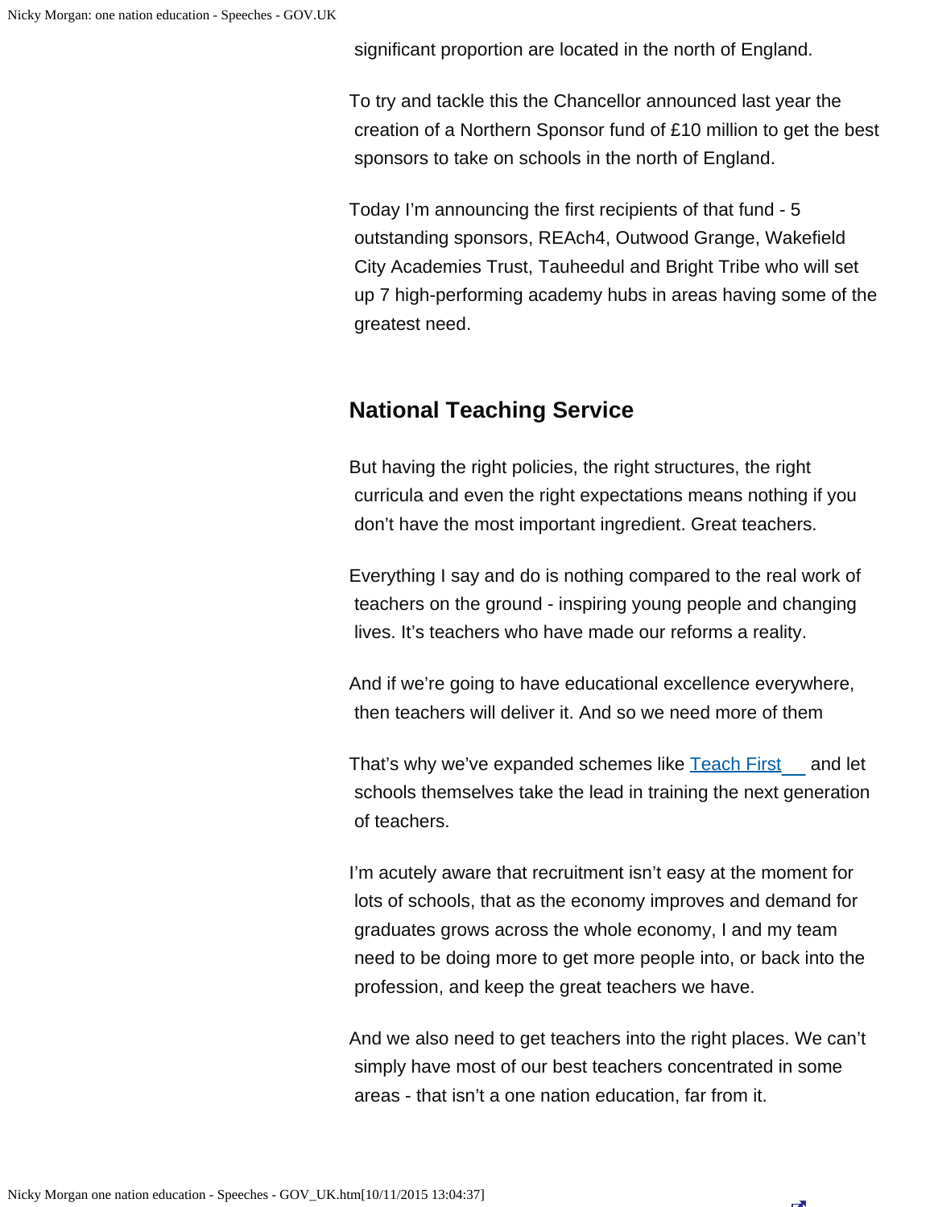significant proportion are located in the north of England.

To try and tackle this the Chancellor announced last year the creation of a Northern Sponsor fund of £10 million to get the best sponsors to take on schools in the north of England.

Today I'm announcing the first recipients of that fund - 5 outstanding sponsors, REAch4, Outwood Grange, Wakefield City Academies Trust, Tauheedul and Bright Tribe who will set up 7 high-performing academy hubs in areas having some of the greatest need.

## National Teaching Service

But having the right policies, the right structures, the right curricula and even the right expectations means nothing if you don't have the most important ingredient. Great teachers.

Everything I say and do is nothing compared to the real work of teachers on the ground - inspiring young people and changing lives. It's teachers who have made our reforms a reality.

And if we're going to have educational excellence everywhere, then teachers will deliver it. And so we need more of them

That's why we've expanded schemes like Teach First and let schools themselves take the lead in training the next generation of teachers.

I'm acutely aware that recruitment isn't easy at the moment for lots of schools, that as the economy improves and demand for graduates grows across the whole economy, I and my team need to be doing more to get more people into, or back into the profession, and keep the great teachers we have.

And we also need to get teachers into the right places. We can't simply have most of our best teachers concentrated in some areas - that isn't a one nation education, far from it.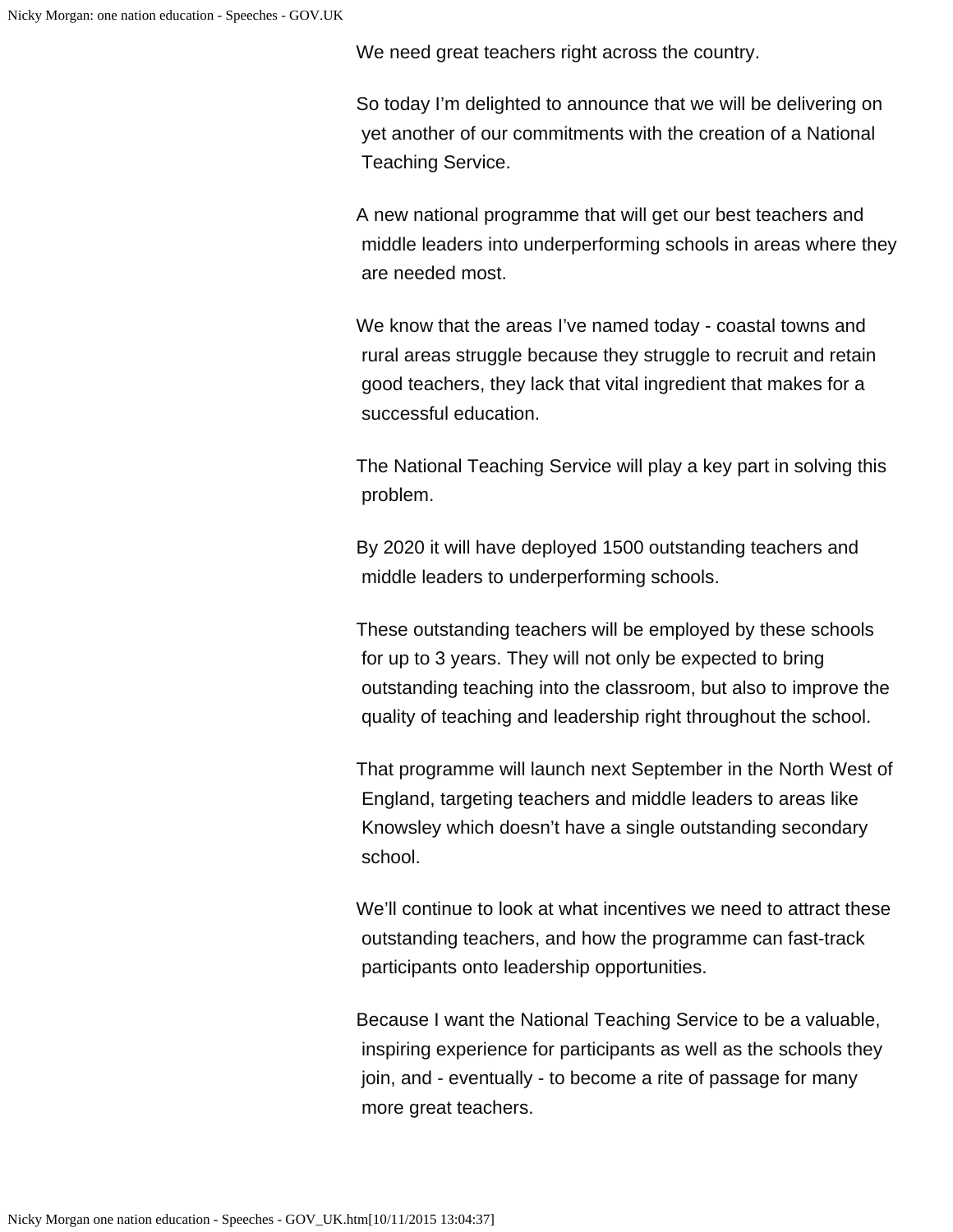We need great teachers right across the country.

So today I'm delighted to announce that we will be delivering on yet another of our commitments with the creation of a National Teaching Service.

A new national programme that will get our best teachers and middle leaders into underperforming schools in areas where they are needed most.

We know that the areas I've named today - coastal towns and rural areas struggle because they struggle to recruit and retain good teachers, they lack that vital ingredient that makes for a successful education.

The National Teaching Service will play a key part in solving this problem.

By 2020 it will have deployed 1500 outstanding teachers and middle leaders to underperforming schools.

These outstanding teachers will be employed by these schools for up to 3 years. They will not only be expected to bring outstanding teaching into the classroom, but also to improve the quality of teaching and leadership right throughout the school.

That programme will launch next September in the North West of England, targeting teachers and middle leaders to areas like Knowsley which doesn't have a single outstanding secondary school.

We'll continue to look at what incentives we need to attract these outstanding teachers, and how the programme can fast-track participants onto leadership opportunities.

Because I want the National Teaching Service to be a valuable, inspiring experience for participants as well as the schools they join, and - eventually - to become a rite of passage for many more great teachers.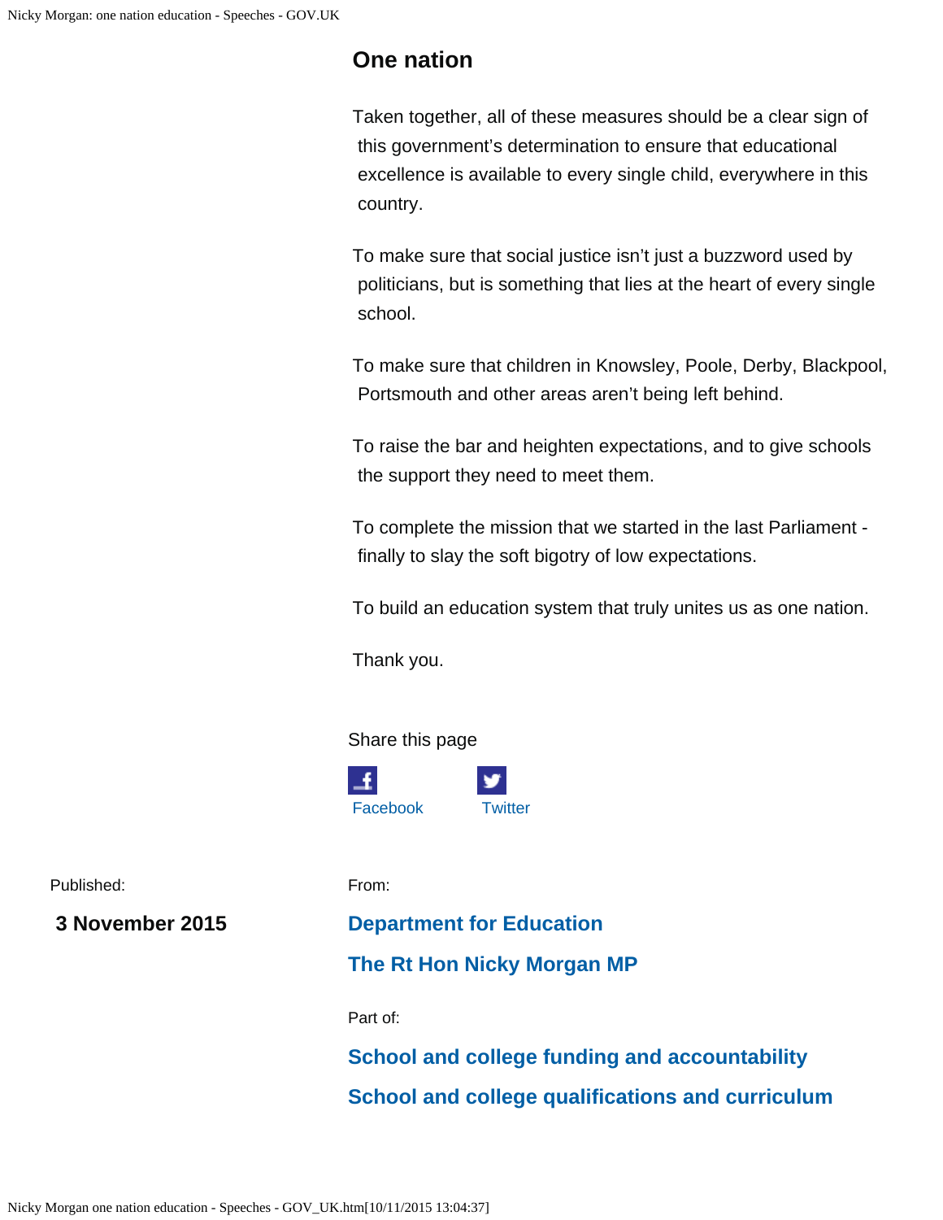## One nation

Taken together, all of these measures should be a clear sign of this government's determination to ensure that educational excellence is available to every single child, everywhere in this country.

To make sure that social justice isn't just a buzzword used by politicians, but is something that lies at the heart of every single school.

To make sure that children in Knowsley, Poole, Derby, Blackpool, Portsmouth and other areas aren't being left behind.

To raise the bar and heighten expectations, and to give schools the support they need to meet them.

To complete the mission that we started in the last Parliament - finally to slay the soft bigotry of low expectations.

To build an education system that truly unites us as one nation.

Thank you.

Share this page

Facebook Twitter

Published:

**3 November 2015**

From:

**Department for Education**

**The Rt Hon Nicky Morgan MP**

Part of:

**School and college funding and accountability**

**School and college qualifications and curriculum**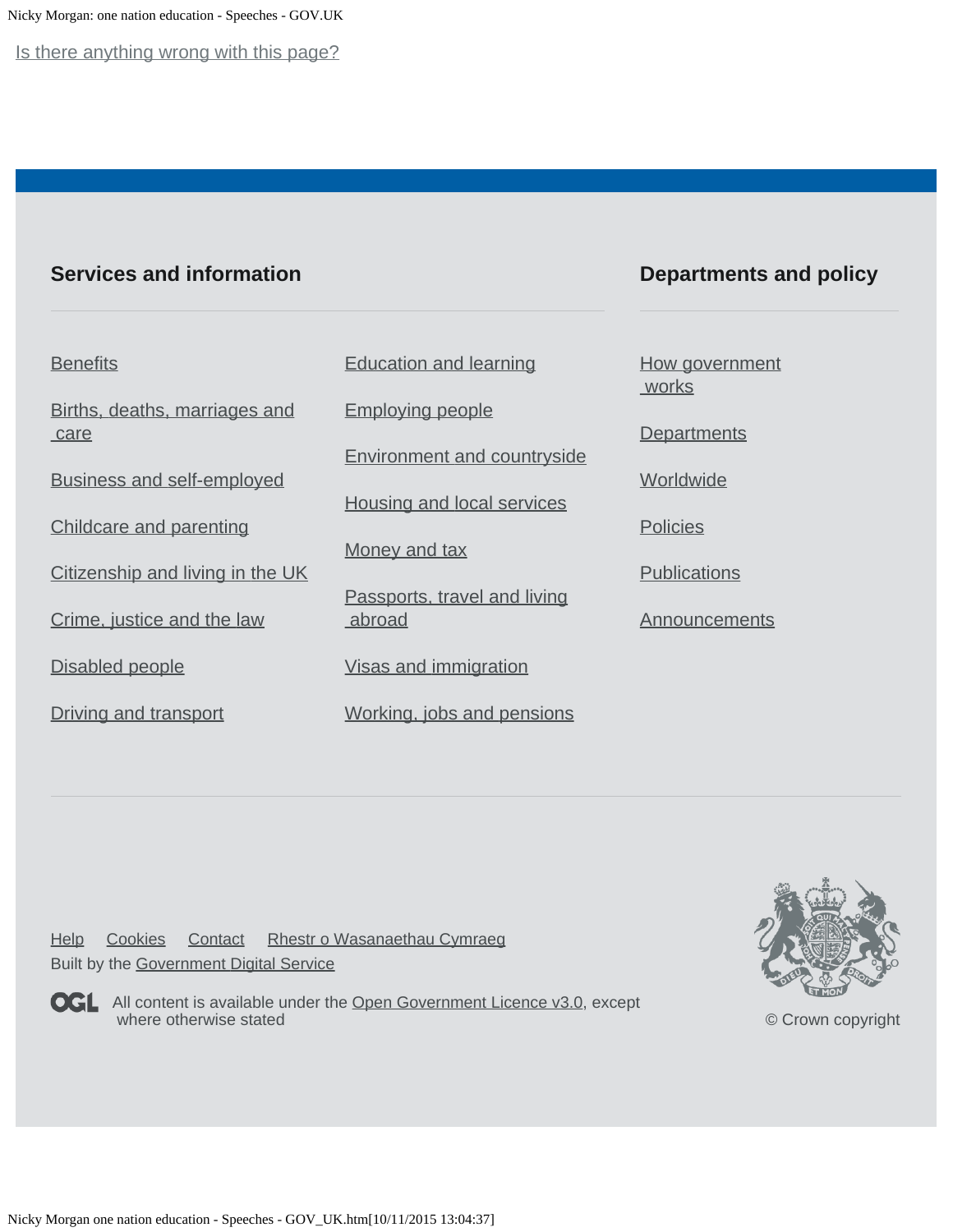Is there anything wrong with this page?

## Services and information

Benefits

Births, deaths, marriages and care

Business and self-employed

Childcare and parenting

Citizenship and living in the UK

Crime, justice and the law

Disabled people

Driving and transport

Education and learning

Employing people

Environment and countryside

Housing and local services

Money and tax

Passports, travel and living abroad

Visas and immigration

Working, jobs and pensions

## Departments and policy

How government works

Departments

Worldwide

Policies

Publications

Announcements

Help Cookies Contact Rhestr o Wasanaethau Cymraeg

Built by the Government Digital Service

All content is available under the Open Government Licence v3.0, except where otherwise stated

© Crown copyright